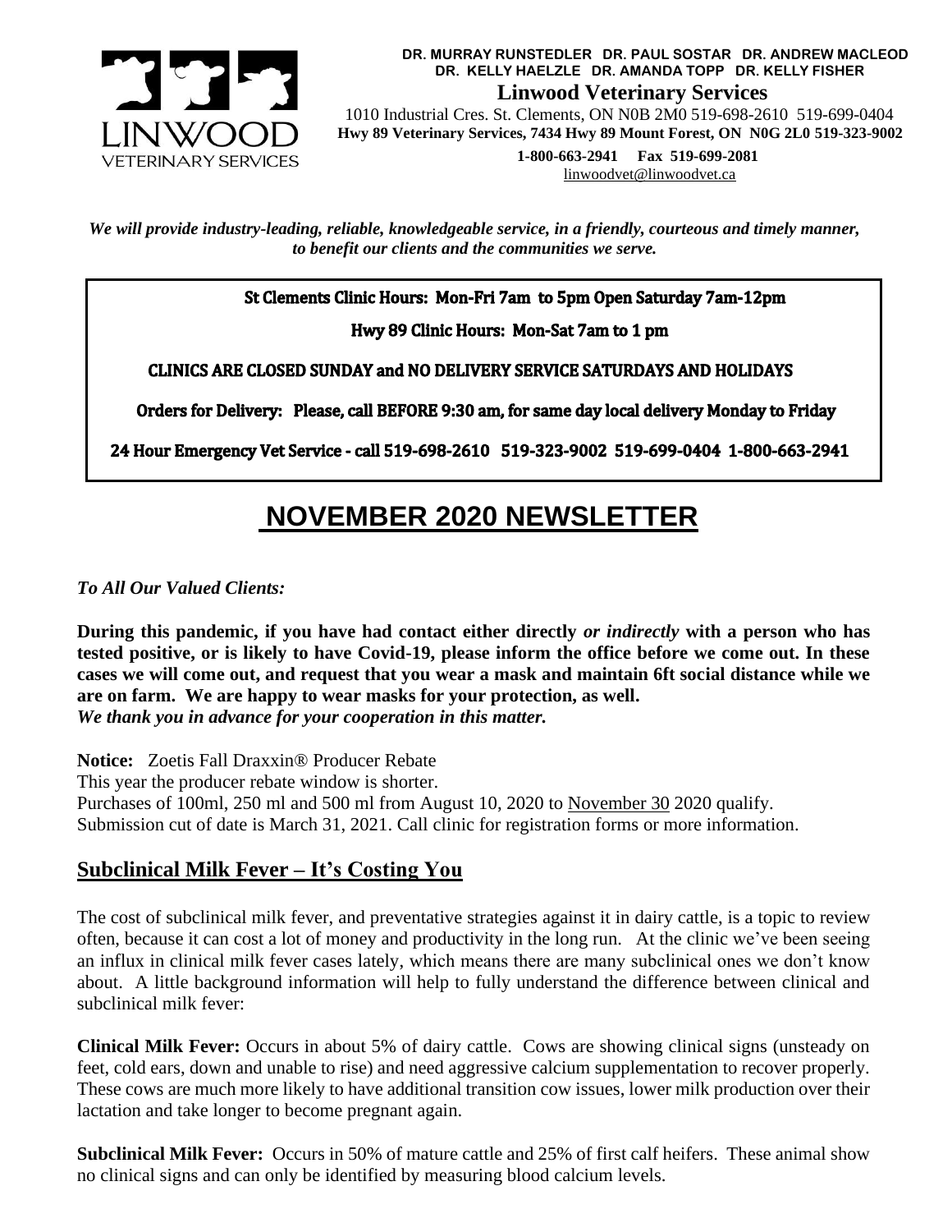**DR. MURRAY RUNSTEDLER DR. PAUL SOSTAR DR. ANDREW MACLEOD**
**DR. KELLY HAELZLE DR. AMANDA TOPP DR. KELLY FISHER**

**Linwood Veterinary Services**

1010 Industrial Cres. St. Clements, ON N0B 2M0 519-698-2610 519-699-0404
**Hwy 89 Veterinary Services, 7434 Hwy 89 Mount Forest, ON N0G 2L0 519-323-9002**

**1-800-663-2941 Fax 519-699-2081**
linwoodvet@linwoodvet.ca

*We will provide industry-leading, reliable, knowledgeable service, in a friendly, courteous and timely manner, to benefit our clients and the communities we serve.*

**St Clements Clinic Hours: Mon-Fri 7am to 5pm Open Saturday 7am-12pm**

**Hwy 89 Clinic Hours: Mon-Sat 7am to 1 pm**

**CLINICS ARE CLOSED SUNDAY and NO DELIVERY SERVICE SATURDAYS AND HOLIDAYS**

**Orders for Delivery: Please, call BEFORE 9:30 am, for same day local delivery Monday to Friday**

**24 Hour Emergency Vet Service - call 519-698-2610 519-323-9002 519-699-0404 1-800-663-2941**

# NOVEMBER 2020 NEWSLETTER

***To All Our Valued Clients:***

**During this pandemic, if you have had contact either directly *or indirectly* with a person who has tested positive, or is likely to have Covid-19, please inform the office before we come out. In these cases we will come out, and request that you wear a mask and maintain 6ft social distance while we are on farm. We are happy to wear masks for your protection, as well.**
***We thank you in advance for your cooperation in this matter.***

**Notice:** Zoetis Fall Draxxin® Producer Rebate
This year the producer rebate window is shorter.
Purchases of 100ml, 250 ml and 500 ml from August 10, 2020 to November 30 2020 qualify.
Submission cut of date is March 31, 2021. Call clinic for registration forms or more information.

## Subclinical Milk Fever – It's Costing You

The cost of subclinical milk fever, and preventative strategies against it in dairy cattle, is a topic to review often, because it can cost a lot of money and productivity in the long run. At the clinic we've been seeing an influx in clinical milk fever cases lately, which means there are many subclinical ones we don't know about. A little background information will help to fully understand the difference between clinical and subclinical milk fever:

**Clinical Milk Fever:** Occurs in about 5% of dairy cattle. Cows are showing clinical signs (unsteady on feet, cold ears, down and unable to rise) and need aggressive calcium supplementation to recover properly. These cows are much more likely to have additional transition cow issues, lower milk production over their lactation and take longer to become pregnant again.

**Subclinical Milk Fever:** Occurs in 50% of mature cattle and 25% of first calf heifers. These animal show no clinical signs and can only be identified by measuring blood calcium levels.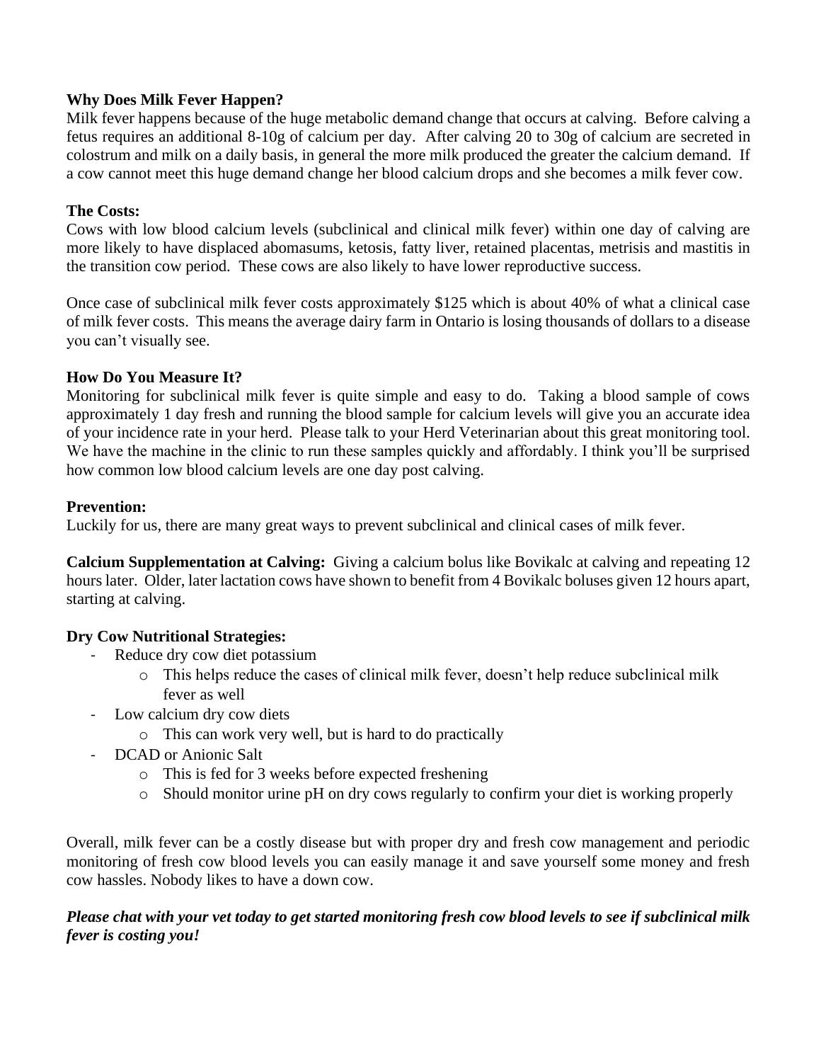**Why Does Milk Fever Happen?**
Milk fever happens because of the huge metabolic demand change that occurs at calving. Before calving a fetus requires an additional 8-10g of calcium per day. After calving 20 to 30g of calcium are secreted in colostrum and milk on a daily basis, in general the more milk produced the greater the calcium demand. If a cow cannot meet this huge demand change her blood calcium drops and she becomes a milk fever cow.

**The Costs:**
Cows with low blood calcium levels (subclinical and clinical milk fever) within one day of calving are more likely to have displaced abomasums, ketosis, fatty liver, retained placentas, metrisis and mastitis in the transition cow period. These cows are also likely to have lower reproductive success.

Once case of subclinical milk fever costs approximately $125 which is about 40% of what a clinical case of milk fever costs. This means the average dairy farm in Ontario is losing thousands of dollars to a disease you can't visually see.

**How Do You Measure It?**
Monitoring for subclinical milk fever is quite simple and easy to do. Taking a blood sample of cows approximately 1 day fresh and running the blood sample for calcium levels will give you an accurate idea of your incidence rate in your herd. Please talk to your Herd Veterinarian about this great monitoring tool. We have the machine in the clinic to run these samples quickly and affordably. I think you'll be surprised how common low blood calcium levels are one day post calving.

**Prevention:**
Luckily for us, there are many great ways to prevent subclinical and clinical cases of milk fever.

**Calcium Supplementation at Calving:** Giving a calcium bolus like Bovikalc at calving and repeating 12 hours later. Older, later lactation cows have shown to benefit from 4 Bovikalc boluses given 12 hours apart, starting at calving.

**Dry Cow Nutritional Strategies:**

- Reduce dry cow diet potassium
  - This helps reduce the cases of clinical milk fever, doesn't help reduce subclinical milk fever as well
- Low calcium dry cow diets
  - This can work very well, but is hard to do practically
- DCAD or Anionic Salt
  - This is fed for 3 weeks before expected freshening
  - Should monitor urine pH on dry cows regularly to confirm your diet is working properly

Overall, milk fever can be a costly disease but with proper dry and fresh cow management and periodic monitoring of fresh cow blood levels you can easily manage it and save yourself some money and fresh cow hassles. Nobody likes to have a down cow.

***Please chat with your vet today to get started monitoring fresh cow blood levels to see if subclinical milk fever is costing you!***